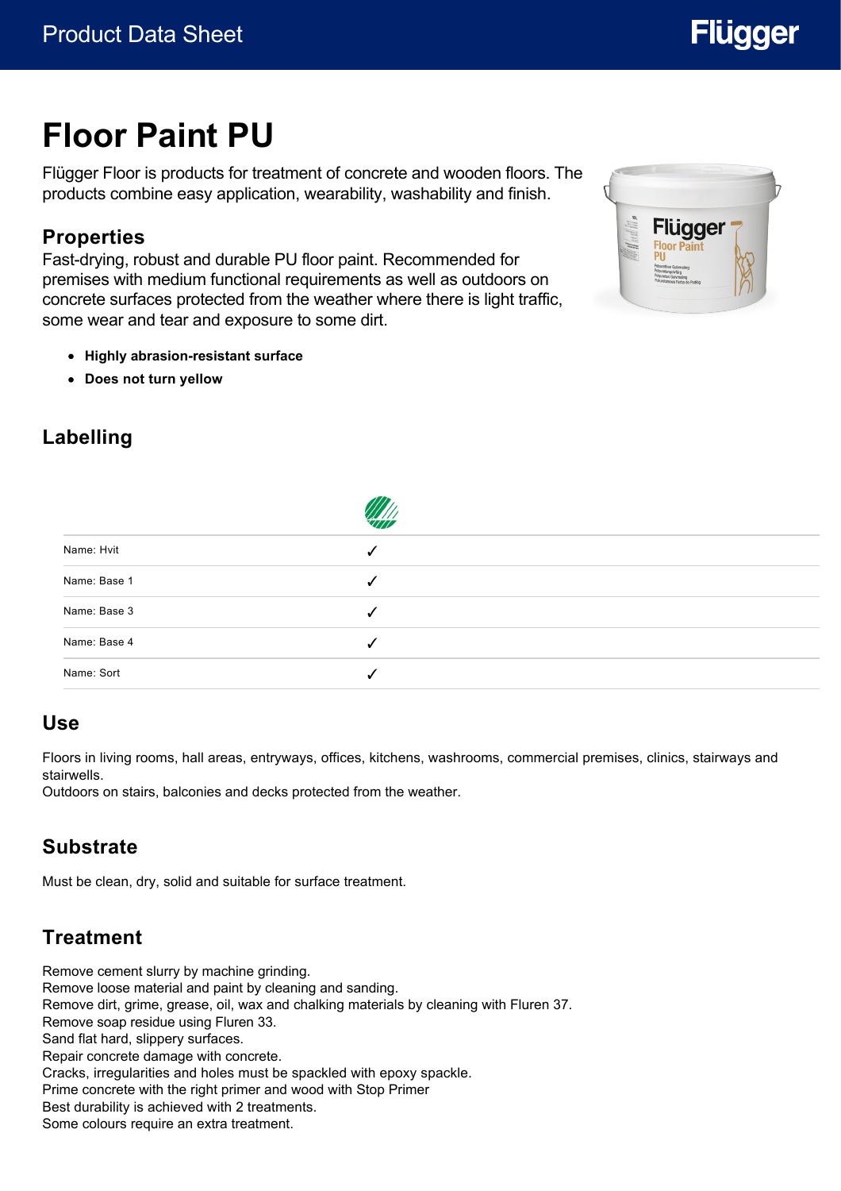# Floor Paint PU

Flügger Floor is products for treatment of concrete and wooden floors. The products combine easy application, wearability, washability and finish.

## Properties

Fast-drying, robust and durable PU floor paint. Recommended for premises with medium functional requirements as well as outdoors on concrete surfaces protected from the weather where there is light traffic, some wear and tear and exposure to some dirt.

- **Highly abrasion-resistant surface**
- **Does not turn yellow**

## Labelling

| | Nordic Swan Ecolabel |
|---|---|
| Name: Hvit | ✓ |
| Name: Base 1 | ✓ |
| Name: Base 3 | ✓ |
| Name: Base 4 | ✓ |
| Name: Sort | ✓ |

## Use

Floors in living rooms, hall areas, entryways, offices, kitchens, washrooms, commercial premises, clinics, stairways and stairwells.
Outdoors on stairs, balconies and decks protected from the weather.

## Substrate

Must be clean, dry, solid and suitable for surface treatment.

## Treatment

Remove cement slurry by machine grinding.
Remove loose material and paint by cleaning and sanding.
Remove dirt, grime, grease, oil, wax and chalking materials by cleaning with Fluren 37.
Remove soap residue using Fluren 33.
Sand flat hard, slippery surfaces.
Repair concrete damage with concrete.
Cracks, irregularities and holes must be spackled with epoxy spackle.
Prime concrete with the right primer and wood with Stop Primer
Best durability is achieved with 2 treatments.
Some colours require an extra treatment.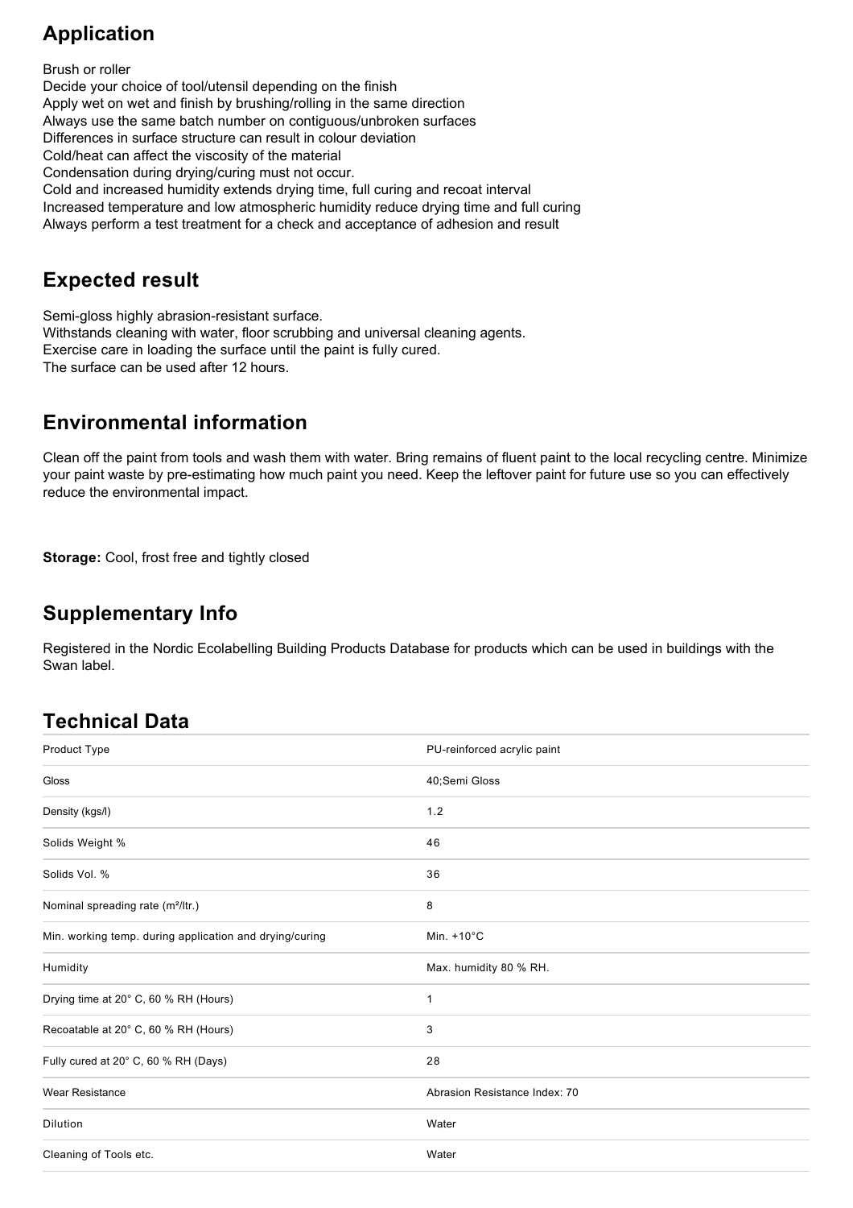## Application

Brush or roller
Decide your choice of tool/utensil depending on the finish
Apply wet on wet and finish by brushing/rolling in the same direction
Always use the same batch number on contiguous/unbroken surfaces
Differences in surface structure can result in colour deviation
Cold/heat can affect the viscosity of the material
Condensation during drying/curing must not occur.
Cold and increased humidity extends drying time, full curing and recoat interval
Increased temperature and low atmospheric humidity reduce drying time and full curing
Always perform a test treatment for a check and acceptance of adhesion and result

## Expected result

Semi-gloss highly abrasion-resistant surface.
Withstands cleaning with water, floor scrubbing and universal cleaning agents.
Exercise care in loading the surface until the paint is fully cured.
The surface can be used after 12 hours.

## Environmental information

Clean off the paint from tools and wash them with water. Bring remains of fluent paint to the local recycling centre. Minimize your paint waste by pre-estimating how much paint you need. Keep the leftover paint for future use so you can effectively reduce the environmental impact.

**Storage:** Cool, frost free and tightly closed

## Supplementary Info

Registered in the Nordic Ecolabelling Building Products Database for products which can be used in buildings with the Swan label.

## Technical Data

| | |
|---|---|
| Product Type | PU-reinforced acrylic paint |
| Gloss | 40;Semi Gloss |
| Density (kgs/l) | 1.2 |
| Solids Weight % | 46 |
| Solids Vol. % | 36 |
| Nominal spreading rate (m²/ltr.) | 8 |
| Min. working temp. during application and drying/curing | Min. +10°C |
| Humidity | Max. humidity 80 % RH. |
| Drying time at 20° C, 60 % RH (Hours) | 1 |
| Recoatable at 20° C, 60 % RH (Hours) | 3 |
| Fully cured at 20° C, 60 % RH (Days) | 28 |
| Wear Resistance | Abrasion Resistance Index: 70 |
| Dilution | Water |
| Cleaning of Tools etc. | Water |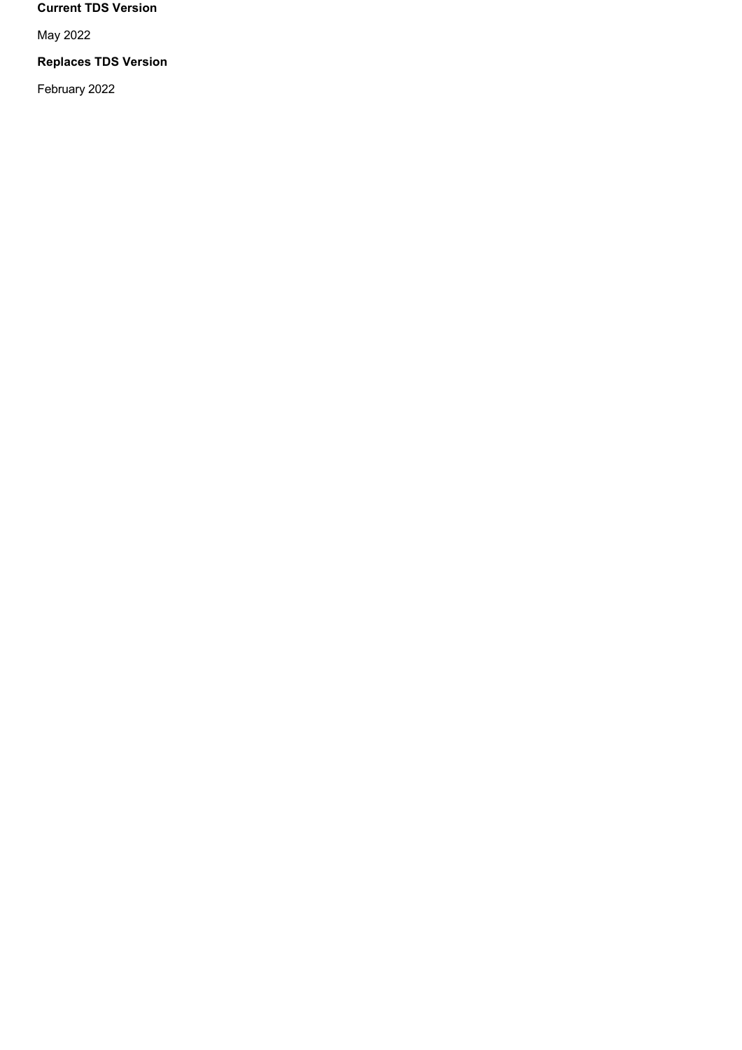**Current TDS Version**

May 2022

**Replaces TDS Version**

February 2022